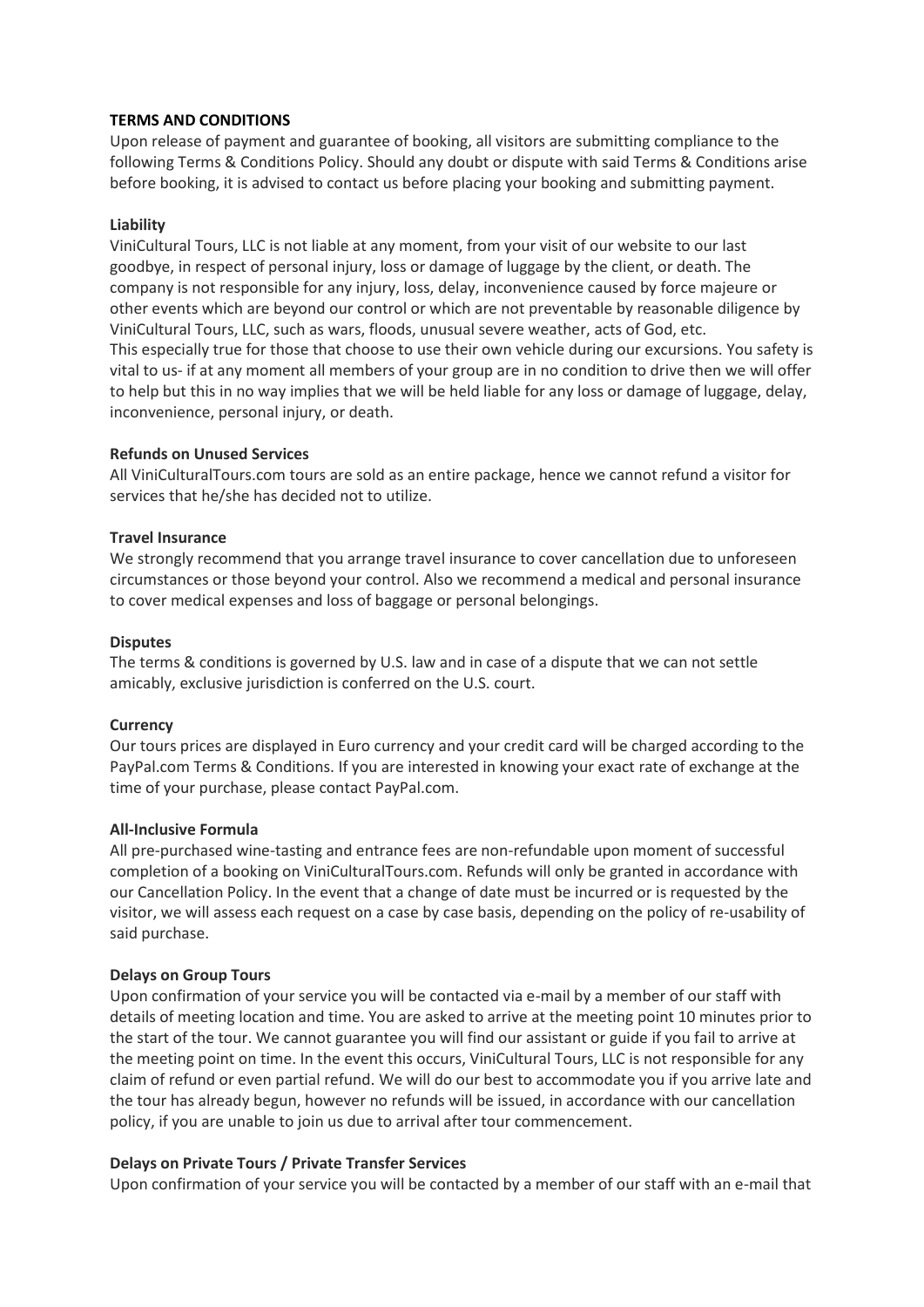**TERMS AND CONDITIONS**

Upon release of payment and guarantee of booking, all visitors are submitting compliance to the following Terms & Conditions Policy. Should any doubt or dispute with said Terms & Conditions arise before booking, it is advised to contact us before placing your booking and submitting payment.

**Liability**

ViniCultural Tours, LLC is not liable at any moment, from your visit of our website to our last goodbye, in respect of personal injury, loss or damage of luggage by the client, or death. The company is not responsible for any injury, loss, delay, inconvenience caused by force majeure or other events which are beyond our control or which are not preventable by reasonable diligence by ViniCultural Tours, LLC, such as wars, floods, unusual severe weather, acts of God, etc.
This especially true for those that choose to use their own vehicle during our excursions. You safety is vital to us- if at any moment all members of your group are in no condition to drive then we will offer to help but this in no way implies that we will be held liable for any loss or damage of luggage, delay, inconvenience, personal injury, or death.

**Refunds on Unused Services**

All ViniCulturalTours.com tours are sold as an entire package, hence we cannot refund a visitor for services that he/she has decided not to utilize.

**Travel Insurance**

We strongly recommend that you arrange travel insurance to cover cancellation due to unforeseen circumstances or those beyond your control. Also we recommend a medical and personal insurance to cover medical expenses and loss of baggage or personal belongings.

**Disputes**

The terms & conditions is governed by U.S. law and in case of a dispute that we can not settle amicably, exclusive jurisdiction is conferred on the U.S. court.

**Currency**

Our tours prices are displayed in Euro currency and your credit card will be charged according to the PayPal.com Terms & Conditions. If you are interested in knowing your exact rate of exchange at the time of your purchase, please contact PayPal.com.

**All-Inclusive Formula**

All pre-purchased wine-tasting and entrance fees are non-refundable upon moment of successful completion of a booking on ViniCulturalTours.com. Refunds will only be granted in accordance with our Cancellation Policy. In the event that a change of date must be incurred or is requested by the visitor, we will assess each request on a case by case basis, depending on the policy of re-usability of said purchase.

**Delays on Group Tours**

Upon confirmation of your service you will be contacted via e-mail by a member of our staff with details of meeting location and time. You are asked to arrive at the meeting point 10 minutes prior to the start of the tour. We cannot guarantee you will find our assistant or guide if you fail to arrive at the meeting point on time. In the event this occurs, ViniCultural Tours, LLC is not responsible for any claim of refund or even partial refund. We will do our best to accommodate you if you arrive late and the tour has already begun, however no refunds will be issued, in accordance with our cancellation policy, if you are unable to join us due to arrival after tour commencement.

**Delays on Private Tours / Private Transfer Services**

Upon confirmation of your service you will be contacted by a member of our staff with an e-mail that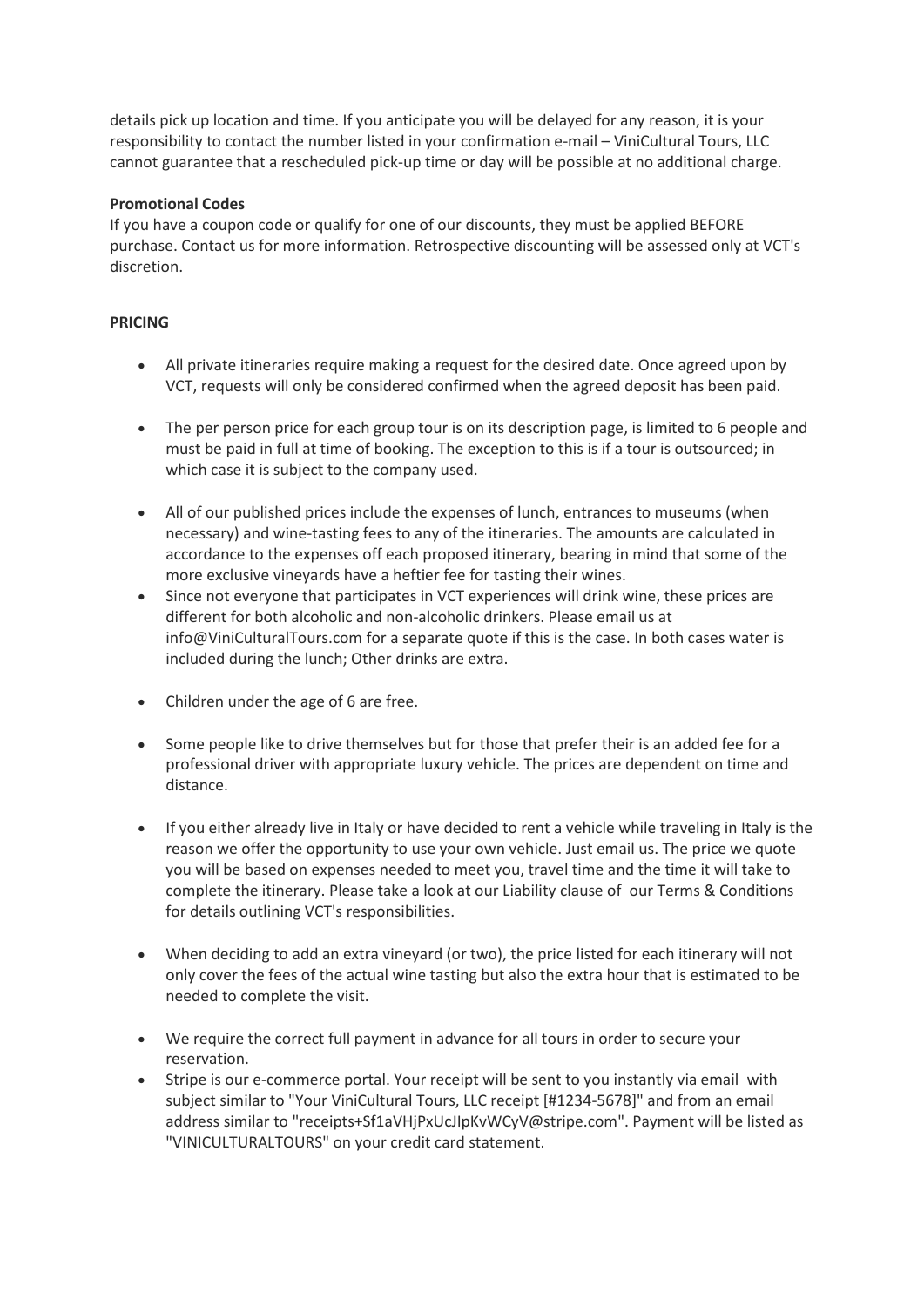details pick up location and time. If you anticipate you will be delayed for any reason, it is your responsibility to contact the number listed in your confirmation e-mail – ViniCultural Tours, LLC cannot guarantee that a rescheduled pick-up time or day will be possible at no additional charge.

**Promotional Codes**

If you have a coupon code or qualify for one of our discounts, they must be applied BEFORE purchase. Contact us for more information. Retrospective discounting will be assessed only at VCT's discretion.

**PRICING**

- All private itineraries require making a request for the desired date. Once agreed upon by VCT, requests will only be considered confirmed when the agreed deposit has been paid.

- The per person price for each group tour is on its description page, is limited to 6 people and must be paid in full at time of booking. The exception to this is if a tour is outsourced; in which case it is subject to the company used.

- All of our published prices include the expenses of lunch, entrances to museums (when necessary) and wine-tasting fees to any of the itineraries. The amounts are calculated in accordance to the expenses off each proposed itinerary, bearing in mind that some of the more exclusive vineyards have a heftier fee for tasting their wines.
- Since not everyone that participates in VCT experiences will drink wine, these prices are different for both alcoholic and non-alcoholic drinkers. Please email us at info@ViniCulturalTours.com for a separate quote if this is the case. In both cases water is included during the lunch; Other drinks are extra.

- Children under the age of 6 are free.

- Some people like to drive themselves but for those that prefer their is an added fee for a professional driver with appropriate luxury vehicle. The prices are dependent on time and distance.

- If you either already live in Italy or have decided to rent a vehicle while traveling in Italy is the reason we offer the opportunity to use your own vehicle. Just email us. The price we quote you will be based on expenses needed to meet you, travel time and the time it will take to complete the itinerary. Please take a look at our Liability clause of our Terms & Conditions for details outlining VCT's responsibilities.

- When deciding to add an extra vineyard (or two), the price listed for each itinerary will not only cover the fees of the actual wine tasting but also the extra hour that is estimated to be needed to complete the visit.

- We require the correct full payment in advance for all tours in order to secure your reservation.
- Stripe is our e-commerce portal. Your receipt will be sent to you instantly via email with subject similar to "Your ViniCultural Tours, LLC receipt [#1234-5678]" and from an email address similar to "receipts+Sf1aVHjPxUcJIpKvWCyV@stripe.com". Payment will be listed as "VINICULTURALTOURS" on your credit card statement.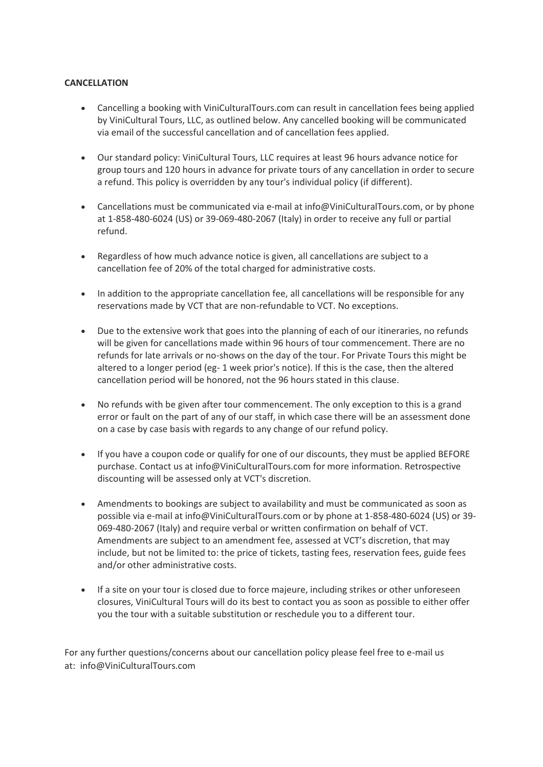**CANCELLATION**

- Cancelling a booking with ViniCulturalTours.com can result in cancellation fees being applied by ViniCultural Tours, LLC, as outlined below. Any cancelled booking will be communicated via email of the successful cancellation and of cancellation fees applied.

- Our standard policy: ViniCultural Tours, LLC requires at least 96 hours advance notice for group tours and 120 hours in advance for private tours of any cancellation in order to secure a refund. This policy is overridden by any tour's individual policy (if different).

- Cancellations must be communicated via e-mail at info@ViniCulturalTours.com, or by phone at 1-858-480-6024 (US) or 39-069-480-2067 (Italy) in order to receive any full or partial refund.

- Regardless of how much advance notice is given, all cancellations are subject to a cancellation fee of 20% of the total charged for administrative costs.

- In addition to the appropriate cancellation fee, all cancellations will be responsible for any reservations made by VCT that are non-refundable to VCT. No exceptions.

- Due to the extensive work that goes into the planning of each of our itineraries, no refunds will be given for cancellations made within 96 hours of tour commencement. There are no refunds for late arrivals or no-shows on the day of the tour. For Private Tours this might be altered to a longer period (eg- 1 week prior's notice). If this is the case, then the altered cancellation period will be honored, not the 96 hours stated in this clause.

- No refunds with be given after tour commencement. The only exception to this is a grand error or fault on the part of any of our staff, in which case there will be an assessment done on a case by case basis with regards to any change of our refund policy.

- If you have a coupon code or qualify for one of our discounts, they must be applied BEFORE purchase. Contact us at info@ViniCulturalTours.com for more information. Retrospective discounting will be assessed only at VCT's discretion.

- Amendments to bookings are subject to availability and must be communicated as soon as possible via e-mail at info@ViniCulturalTours.com or by phone at 1-858-480-6024 (US) or 39-069-480-2067 (Italy) and require verbal or written confirmation on behalf of VCT. Amendments are subject to an amendment fee, assessed at VCT's discretion, that may include, but not be limited to: the price of tickets, tasting fees, reservation fees, guide fees and/or other administrative costs.

- If a site on your tour is closed due to force majeure, including strikes or other unforeseen closures, ViniCultural Tours will do its best to contact you as soon as possible to either offer you the tour with a suitable substitution or reschedule you to a different tour.

For any further questions/concerns about our cancellation policy please feel free to e-mail us at: info@ViniCulturalTours.com